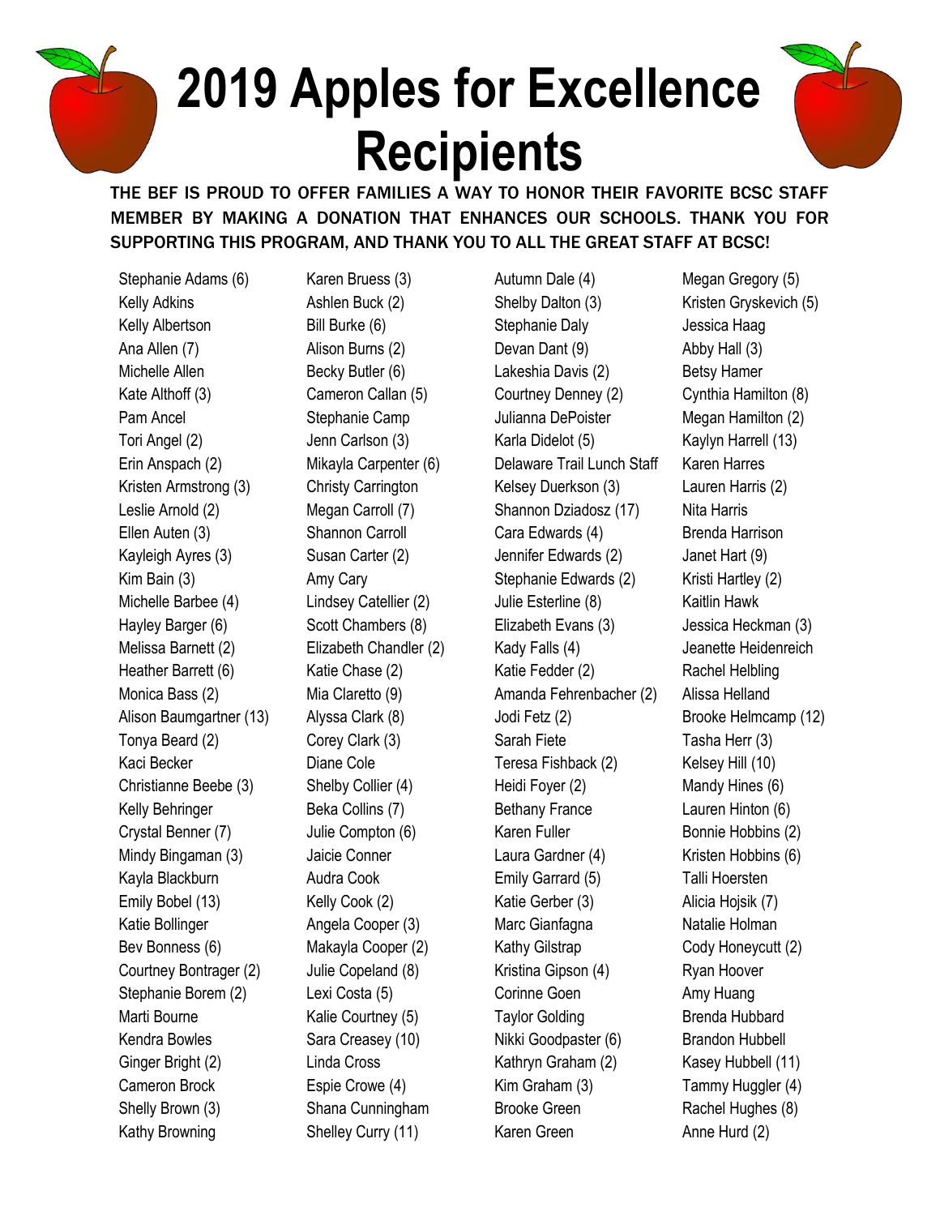# 2019 Apples for Excellence Recipients

THE BEF IS PROUD TO OFFER FAMILIES A WAY TO HONOR THEIR FAVORITE BCSC STAFF MEMBER BY MAKING A DONATION THAT ENHANCES OUR SCHOOLS. THANK YOU FOR SUPPORTING THIS PROGRAM, AND THANK YOU TO ALL THE GREAT STAFF AT BCSC!

Stephanie Adams (6)
Kelly Adkins
Kelly Albertson
Ana Allen (7)
Michelle Allen
Kate Althoff (3)
Pam Ancel
Tori Angel (2)
Erin Anspach (2)
Kristen Armstrong (3)
Leslie Arnold (2)
Ellen Auten (3)
Kayleigh Ayres (3)
Kim Bain (3)
Michelle Barbee (4)
Hayley Barger (6)
Melissa Barnett (2)
Heather Barrett (6)
Monica Bass (2)
Alison Baumgartner (13)
Tonya Beard (2)
Kaci Becker
Christianne Beebe (3)
Kelly Behringer
Crystal Benner (7)
Mindy Bingaman (3)
Kayla Blackburn
Emily Bobel (13)
Katie Bollinger
Bev Bonness (6)
Courtney Bontrager (2)
Stephanie Borem (2)
Marti Bourne
Kendra Bowles
Ginger Bright (2)
Cameron Brock
Shelly Brown (3)
Kathy Browning

Karen Bruess (3)
Ashlen Buck (2)
Bill Burke (6)
Alison Burns (2)
Becky Butler (6)
Cameron Callan (5)
Stephanie Camp
Jenn Carlson (3)
Mikayla Carpenter (6)
Christy Carrington
Megan Carroll (7)
Shannon Carroll
Susan Carter (2)
Amy Cary
Lindsey Catellier (2)
Scott Chambers (8)
Elizabeth Chandler (2)
Katie Chase (2)
Mia Claretto (9)
Alyssa Clark (8)
Corey Clark (3)
Diane Cole
Shelby Collier (4)
Beka Collins (7)
Julie Compton (6)
Jaicie Conner
Audra Cook
Kelly Cook (2)
Angela Cooper (3)
Makayla Cooper (2)
Julie Copeland (8)
Lexi Costa (5)
Kalie Courtney (5)
Sara Creasey (10)
Linda Cross
Espie Crowe (4)
Shana Cunningham
Shelley Curry (11)

Autumn Dale (4)
Shelby Dalton (3)
Stephanie Daly
Devan Dant (9)
Lakeshia Davis (2)
Courtney Denney (2)
Julianna DePoister
Karla Didelot (5)
Delaware Trail Lunch Staff
Kelsey Duerkson (3)
Shannon Dziadosz (17)
Cara Edwards (4)
Jennifer Edwards (2)
Stephanie Edwards (2)
Julie Esterline (8)
Elizabeth Evans (3)
Kady Falls (4)
Katie Fedder (2)
Amanda Fehrenbacher (2)
Jodi Fetz (2)
Sarah Fiete
Teresa Fishback (2)
Heidi Foyer (2)
Bethany France
Karen Fuller
Laura Gardner (4)
Emily Garrard (5)
Katie Gerber (3)
Marc Gianfagna
Kathy Gilstrap
Kristina Gipson (4)
Corinne Goen
Taylor Golding
Nikki Goodpaster (6)
Kathryn Graham (2)
Kim Graham (3)
Brooke Green
Karen Green

Megan Gregory (5)
Kristen Gryskevich (5)
Jessica Haag
Abby Hall (3)
Betsy Hamer
Cynthia Hamilton (8)
Megan Hamilton (2)
Kaylyn Harrell (13)
Karen Harres
Lauren Harris (2)
Nita Harris
Brenda Harrison
Janet Hart (9)
Kristi Hartley (2)
Kaitlin Hawk
Jessica Heckman (3)
Jeanette Heidenreich
Rachel Helbling
Alissa Helland
Brooke Helmcamp (12)
Tasha Herr (3)
Kelsey Hill (10)
Mandy Hines (6)
Lauren Hinton (6)
Bonnie Hobbins (2)
Kristen Hobbins (6)
Talli Hoersten
Alicia Hojsik (7)
Natalie Holman
Cody Honeycutt (2)
Ryan Hoover
Amy Huang
Brenda Hubbard
Brandon Hubbell
Kasey Hubbell (11)
Tammy Huggler (4)
Rachel Hughes (8)
Anne Hurd (2)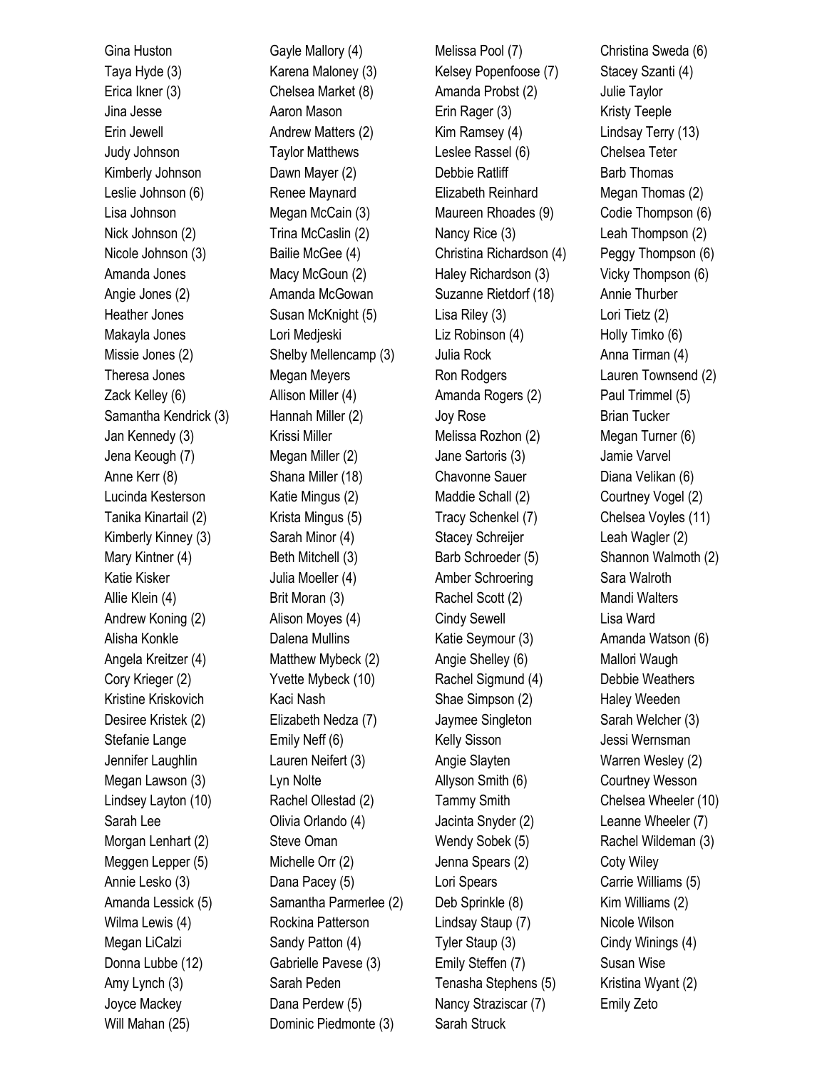Gina Huston
Taya Hyde (3)
Erica Ikner (3)
Jina Jesse
Erin Jewell
Judy Johnson
Kimberly Johnson
Leslie Johnson (6)
Lisa Johnson
Nick Johnson (2)
Nicole Johnson (3)
Amanda Jones
Angie Jones (2)
Heather Jones
Makayla Jones
Missie Jones (2)
Theresa Jones
Zack Kelley (6)
Samantha Kendrick (3)
Jan Kennedy (3)
Jena Keough (7)
Anne Kerr (8)
Lucinda Kesterson
Tanika Kinartail (2)
Kimberly Kinney (3)
Mary Kintner (4)
Katie Kisker
Allie Klein (4)
Andrew Koning (2)
Alisha Konkle
Angela Kreitzer (4)
Cory Krieger (2)
Kristine Kriskovich
Desiree Kristek (2)
Stefanie Lange
Jennifer Laughlin
Megan Lawson (3)
Lindsey Layton (10)
Sarah Lee
Morgan Lenhart (2)
Meggen Lepper (5)
Annie Lesko (3)
Amanda Lessick (5)
Wilma Lewis (4)
Megan LiCalzi
Donna Lubbe (12)
Amy Lynch (3)
Joyce Mackey
Will Mahan (25)
Gayle Mallory (4)
Karena Maloney (3)
Chelsea Market (8)
Aaron Mason
Andrew Matters (2)
Taylor Matthews
Dawn Mayer (2)
Renee Maynard
Megan McCain (3)
Trina McCaslin (2)
Bailie McGee (4)
Macy McGoun (2)
Amanda McGowan
Susan McKnight (5)
Lori Medjeski
Shelby Mellencamp (3)
Megan Meyers
Allison Miller (4)
Hannah Miller (2)
Krissi Miller
Megan Miller (2)
Shana Miller (18)
Katie Mingus (2)
Krista Mingus (5)
Sarah Minor (4)
Beth Mitchell (3)
Julia Moeller (4)
Brit Moran (3)
Alison Moyes (4)
Dalena Mullins
Matthew Mybeck (2)
Yvette Mybeck (10)
Kaci Nash
Elizabeth Nedza (7)
Emily Neff (6)
Lauren Neifert (3)
Lyn Nolte
Rachel Ollestad (2)
Olivia Orlando (4)
Steve Oman
Michelle Orr (2)
Dana Pacey (5)
Samantha Parmerlee (2)
Rockina Patterson
Sandy Patton (4)
Gabrielle Pavese (3)
Sarah Peden
Dana Perdew (5)
Dominic Piedmonte (3)
Melissa Pool (7)
Kelsey Popenfoose (7)
Amanda Probst (2)
Erin Rager (3)
Kim Ramsey (4)
Leslee Rassel (6)
Debbie Ratliff
Elizabeth Reinhard
Maureen Rhoades (9)
Nancy Rice (3)
Christina Richardson (4)
Haley Richardson (3)
Suzanne Rietdorf (18)
Lisa Riley (3)
Liz Robinson (4)
Julia Rock
Ron Rodgers
Amanda Rogers (2)
Joy Rose
Melissa Rozhon (2)
Jane Sartoris (3)
Chavonne Sauer
Maddie Schall (2)
Tracy Schenkel (7)
Stacey Schreijer
Barb Schroeder (5)
Amber Schroering
Rachel Scott (2)
Cindy Sewell
Katie Seymour (3)
Angie Shelley (6)
Rachel Sigmund (4)
Shae Simpson (2)
Jaymee Singleton
Kelly Sisson
Angie Slayten
Allyson Smith (6)
Tammy Smith
Jacinta Snyder (2)
Wendy Sobek (5)
Jenna Spears (2)
Lori Spears
Deb Sprinkle (8)
Lindsay Staup (7)
Tyler Staup (3)
Emily Steffen (7)
Tenasha Stephens (5)
Nancy Straziscar (7)
Sarah Struck
Christina Sweda (6)
Stacey Szanti (4)
Julie Taylor
Kristy Teeple
Lindsay Terry (13)
Chelsea Teter
Barb Thomas
Megan Thomas (2)
Codie Thompson (6)
Leah Thompson (2)
Peggy Thompson (6)
Vicky Thompson (6)
Annie Thurber
Lori Tietz (2)
Holly Timko (6)
Anna Tirman (4)
Lauren Townsend (2)
Paul Trimmel (5)
Brian Tucker
Megan Turner (6)
Jamie Varvel
Diana Velikan (6)
Courtney Vogel (2)
Chelsea Voyles (11)
Leah Wagler (2)
Shannon Walmoth (2)
Sara Walroth
Mandi Walters
Lisa Ward
Amanda Watson (6)
Mallori Waugh
Debbie Weathers
Haley Weeden
Sarah Welcher (3)
Jessi Wernsman
Warren Wesley (2)
Courtney Wesson
Chelsea Wheeler (10)
Leanne Wheeler (7)
Rachel Wildeman (3)
Coty Wiley
Carrie Williams (5)
Kim Williams (2)
Nicole Wilson
Cindy Winings (4)
Susan Wise
Kristina Wyant (2)
Emily Zeto